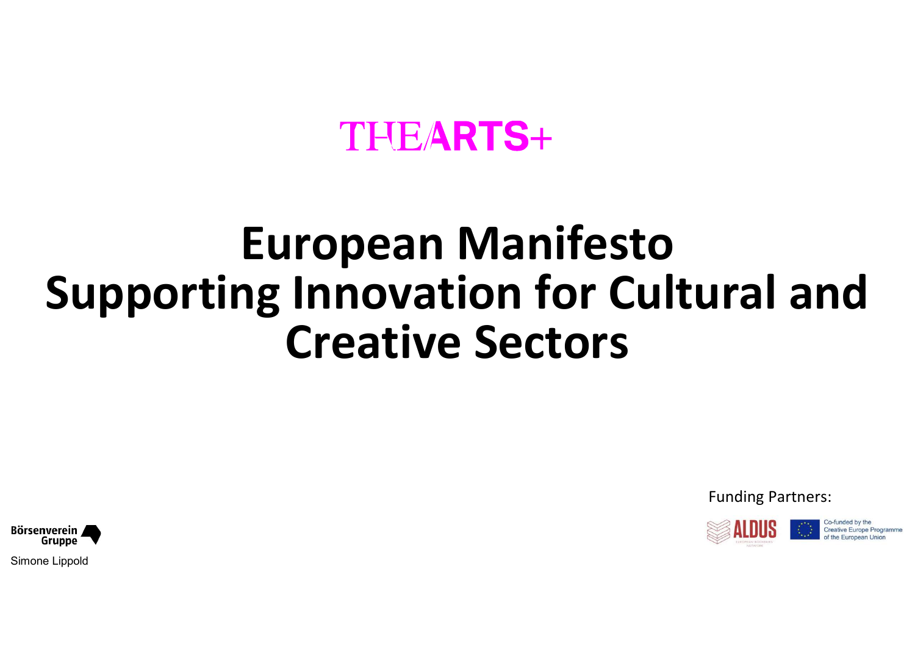THE ARTS+

# European Manifesto Supporting Innovation for Cultural and Creative Sectors

Funding Partners:

ALDUS EUROPEAN BOOKFAIRS NETWORK

Co-funded by the Creative Europe Programme of the European Union

Börsenverein Gruppe

Simone Lippold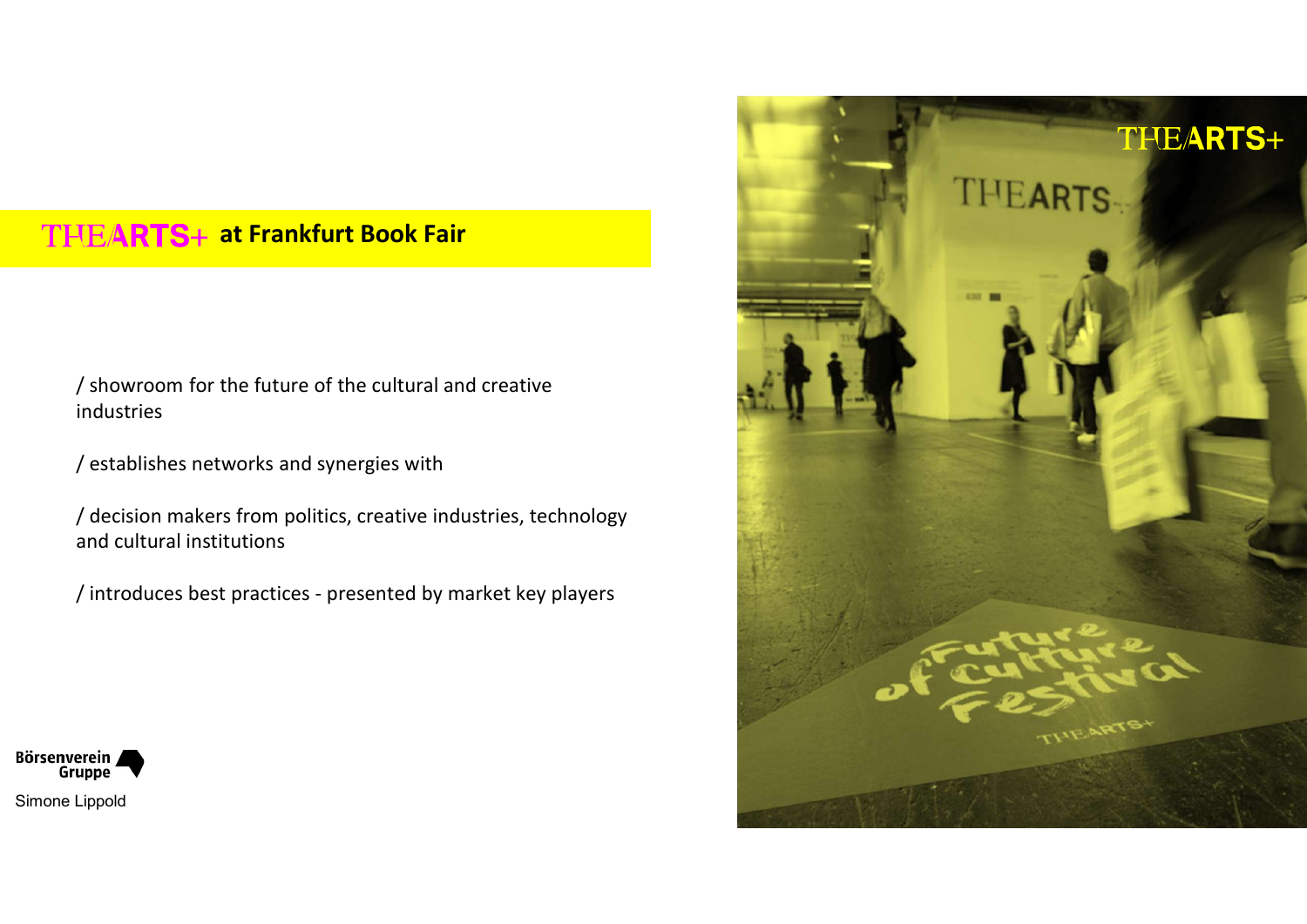# THEARTS+ at Frankfurt Book Fair

/ showroom for the future of the cultural and creative industries

/ establishes networks and synergies with

/ decision makers from politics, creative industries, technology and cultural institutions

/ introduces best practices - presented by market key players

Börsenverein Gruppe

Simone Lippold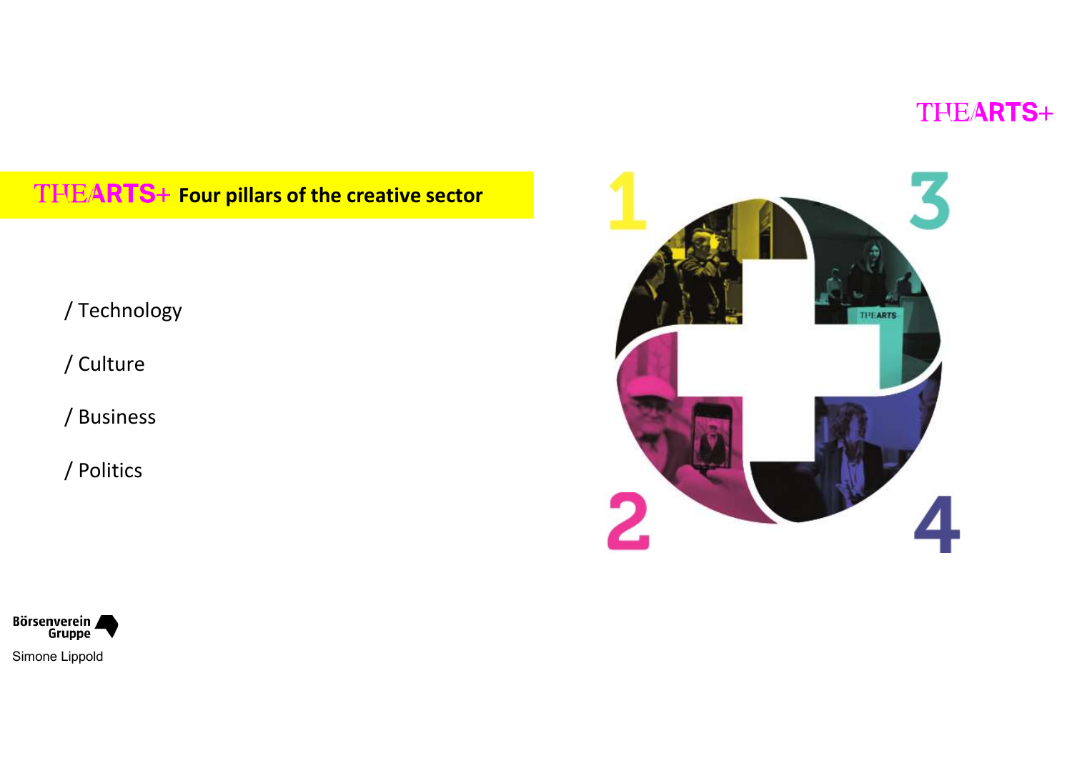# THE ARTS+ Four pillars of the creative sector

/ Technology

/ Culture

/ Business

/ Politics

Börsenverein Gruppe

Simone Lippold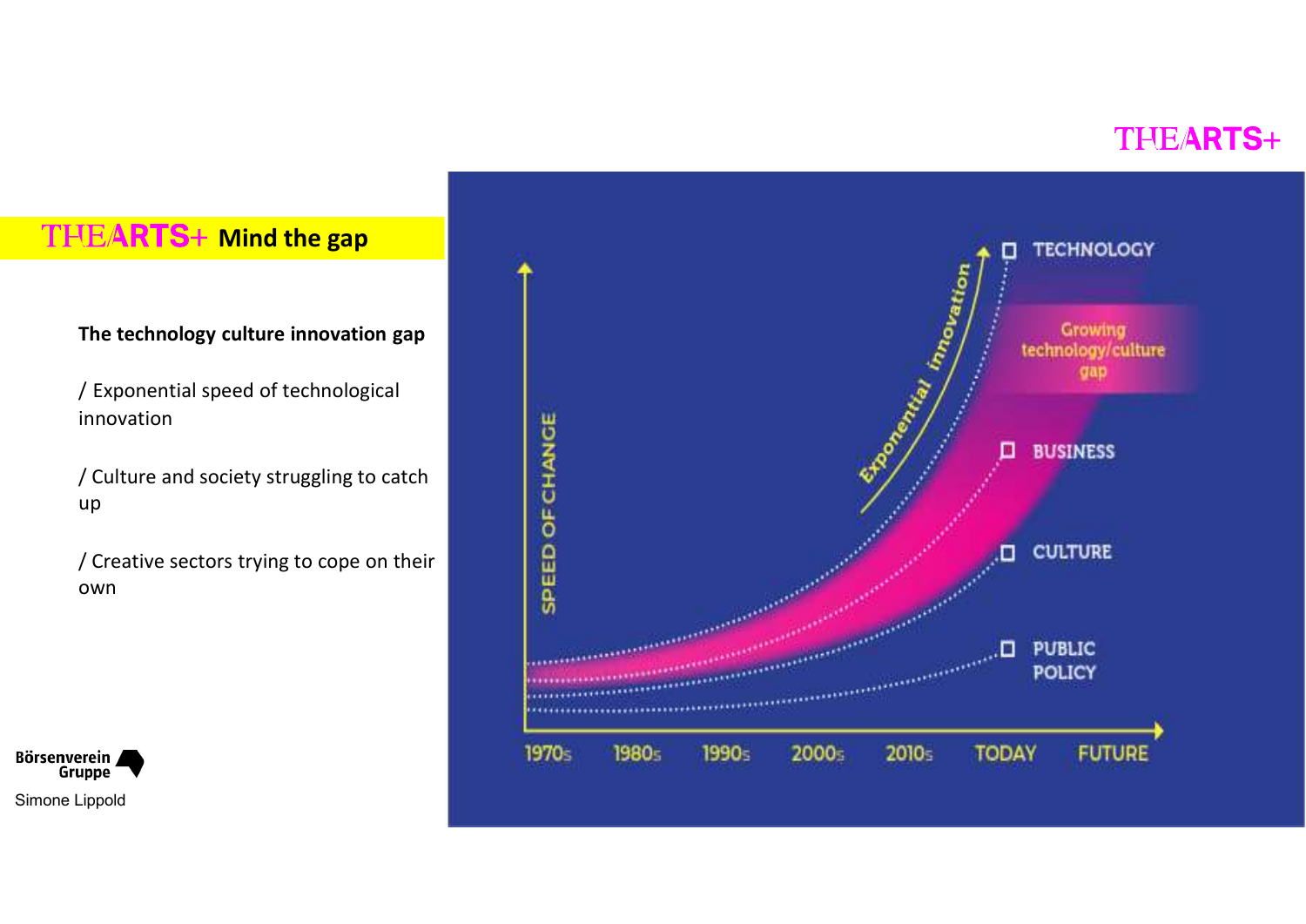## THE ARTS+ Mind the gap

**The technology culture innovation gap**

/ Exponential speed of technological innovation

/ Culture and society struggling to catch up

/ Creative sectors trying to cope on their own

Börsenverein Gruppe

Simone Lippold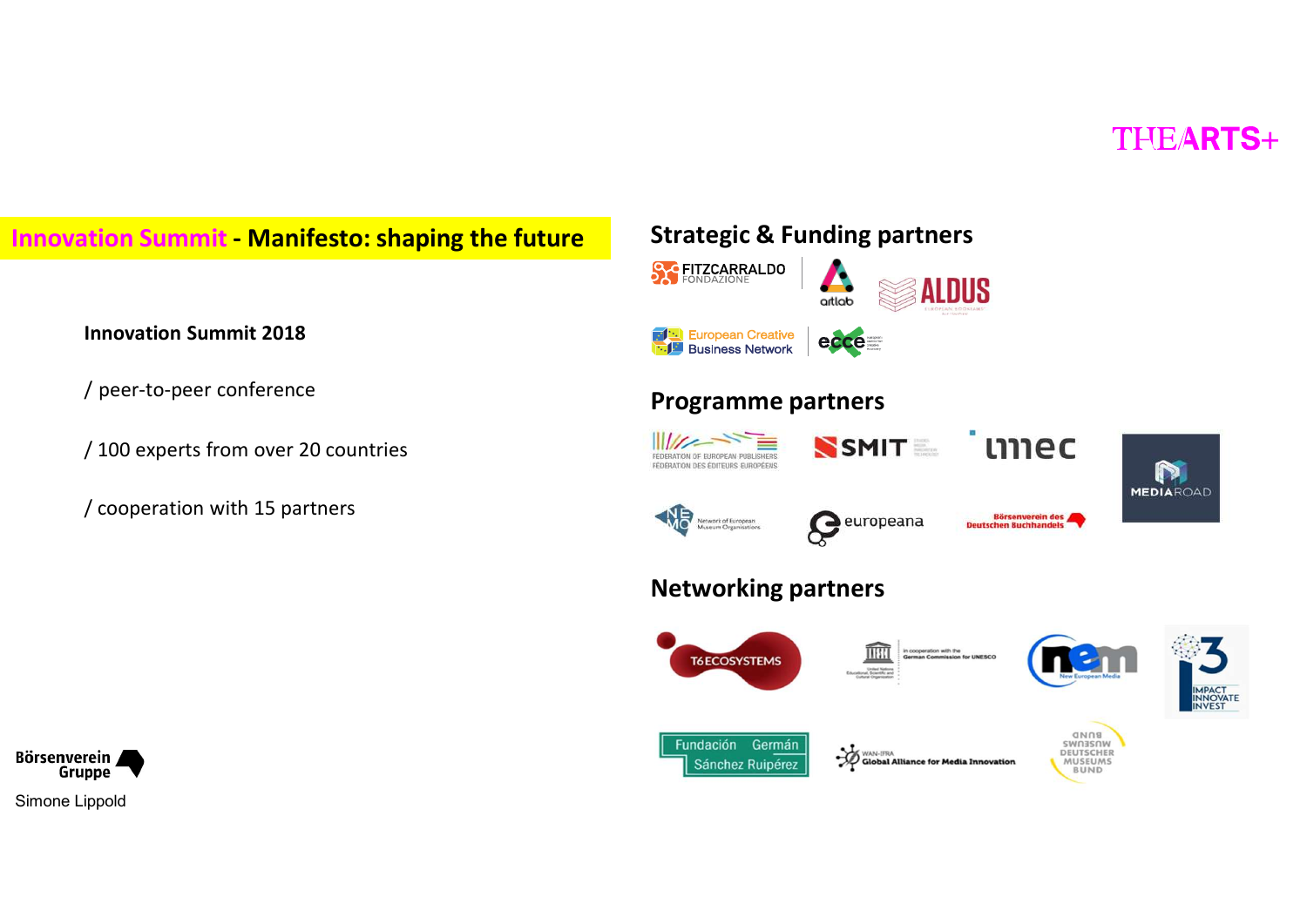THEARTS+

## Innovation Summit - Manifesto: shaping the future

**Innovation Summit 2018**

/ peer-to-peer conference

/ 100 experts from over 20 countries

/ cooperation with 15 partners

## Strategic & Funding partners

FITZCARRALDO FONDAZIONE | artlab | ALDUS

European Creative Business Network | ecce

## Programme partners

Federation of European Publishers / Fédération des Éditeurs Européens | SMIT | imec | MEDIAROAD

NEMO Network of European Museum Organisations | europeana | Börsenverein des Deutschen Buchhandels

## Networking partners

T6 ECOSYSTEMS | United Nations Educational, Scientific and Cultural Organization – in cooperation with the German Commission for UNESCO | nem New European Media | i3 Impact Innovate Invest

Fundación Germán Sánchez Ruipérez | WAN-IFRA Global Alliance for Media Innovation | Deutscher Museumsbund

Börsenverein Gruppe

Simone Lippold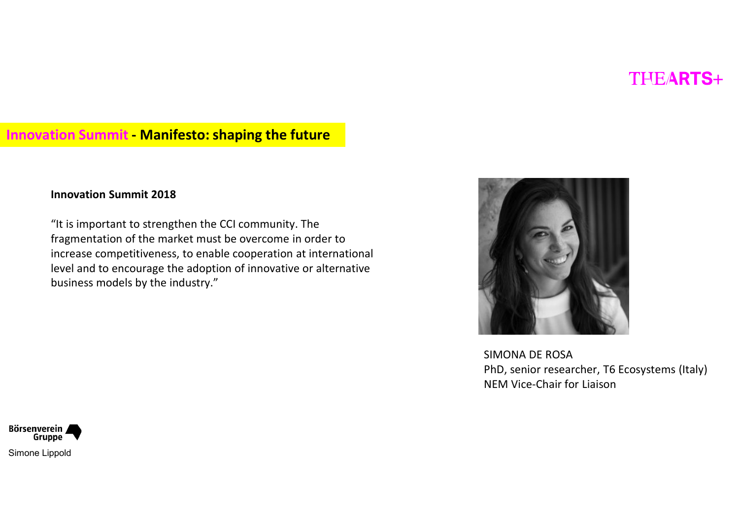THE ARTS+

## Innovation Summit - Manifesto: shaping the future

**Innovation Summit 2018**

"It is important to strengthen the CCI community. The fragmentation of the market must be overcome in order to increase competitiveness, to enable cooperation at international level and to encourage the adoption of innovative or alternative business models by the industry."

SIMONA DE ROSA
PhD, senior researcher, T6 Ecosystems (Italy)
NEM Vice-Chair for Liaison

Börsenverein Gruppe
Simone Lippold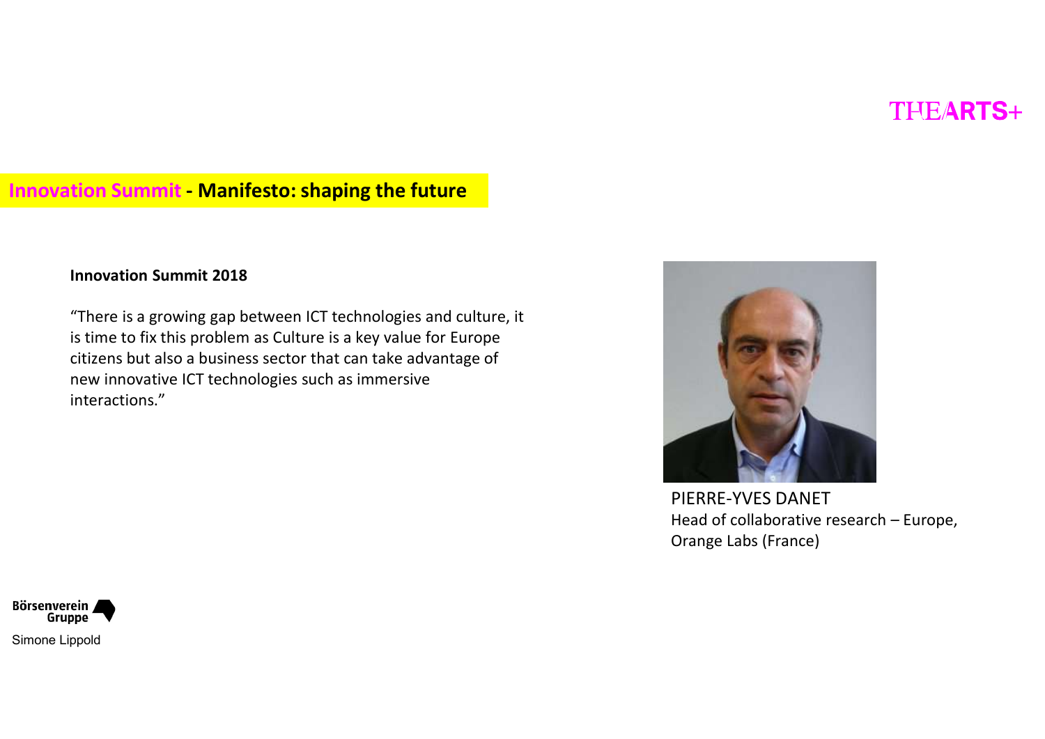THEARTS+

## Innovation Summit - Manifesto: shaping the future

**Innovation Summit 2018**

“There is a growing gap between ICT technologies and culture, it is time to fix this problem as Culture is a key value for Europe citizens but also a business sector that can take advantage of new innovative ICT technologies such as immersive interactions.”

PIERRE-YVES DANET
Head of collaborative research – Europe, Orange Labs (France)

Börsenverein Gruppe

Simone Lippold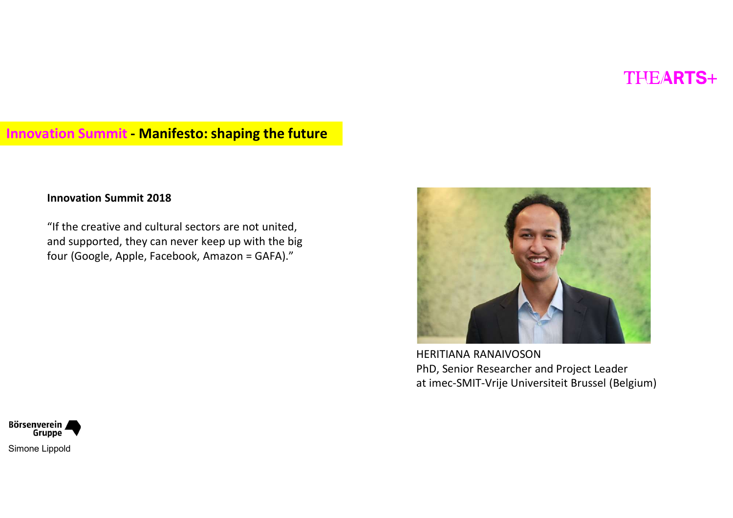THE ARTS+

## Innovation Summit - Manifesto: shaping the future

**Innovation Summit 2018**

"If the creative and cultural sectors are not united, and supported, they can never keep up with the big four (Google, Apple, Facebook, Amazon = GAFA)."

HERITIANA RANAIVOSON
PhD, Senior Researcher and Project Leader
at imec-SMIT-Vrije Universiteit Brussel (Belgium)

Börsenverein Gruppe

Simone Lippold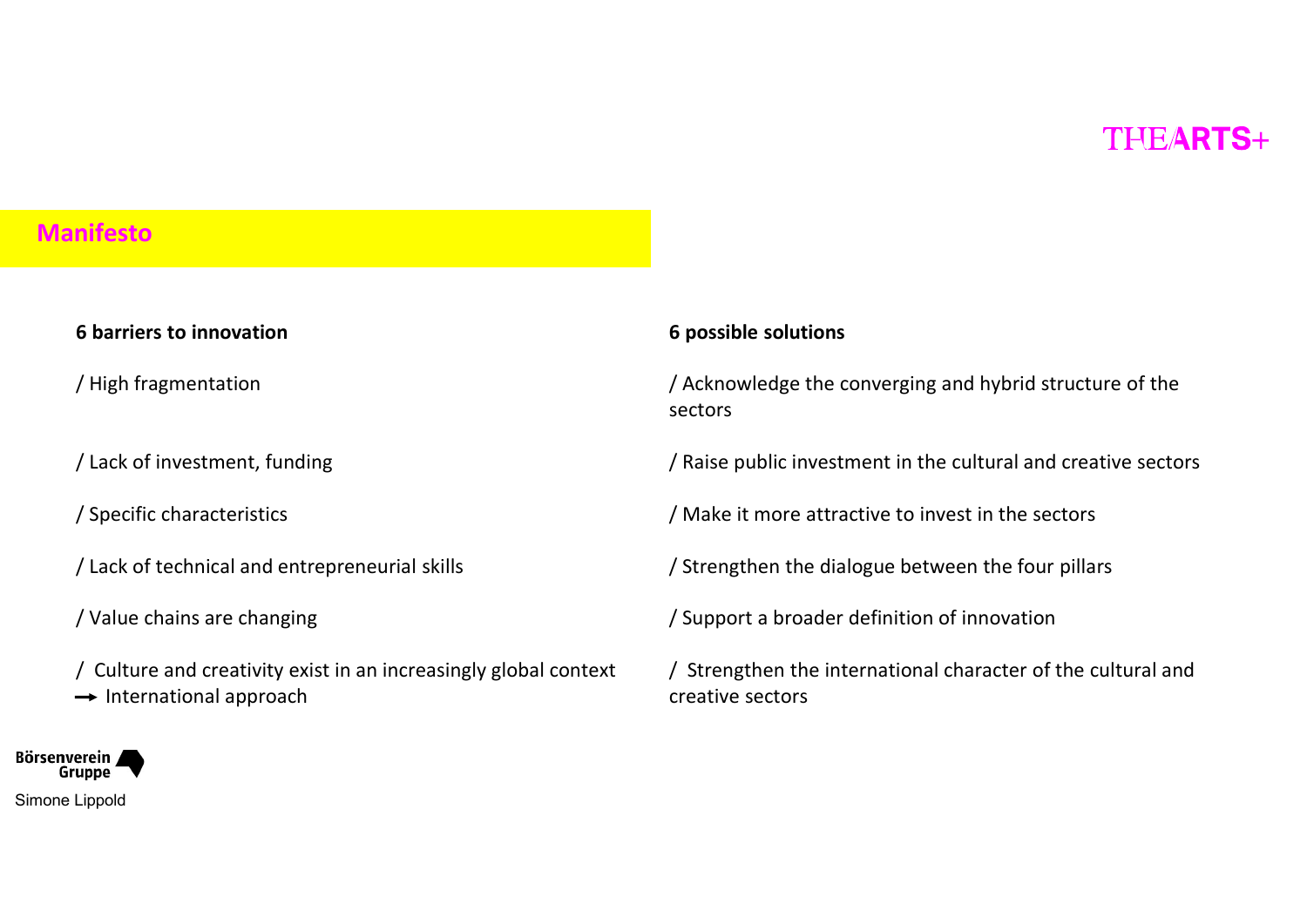THEARTS+

## Manifesto

| 6 barriers to innovation | 6 possible solutions |
| --- | --- |
| / High fragmentation | / Acknowledge the converging and hybrid structure of the sectors |
| / Lack of investment, funding | / Raise public investment in the cultural and creative sectors |
| / Specific characteristics | / Make it more attractive to invest in the sectors |
| / Lack of technical and entrepreneurial skills | / Strengthen the dialogue between the four pillars |
| / Value chains are changing | / Support a broader definition of innovation |
| / Culture and creativity exist in an increasingly global context → International approach | / Strengthen the international character of the cultural and creative sectors |

Börsenverein Gruppe

Simone Lippold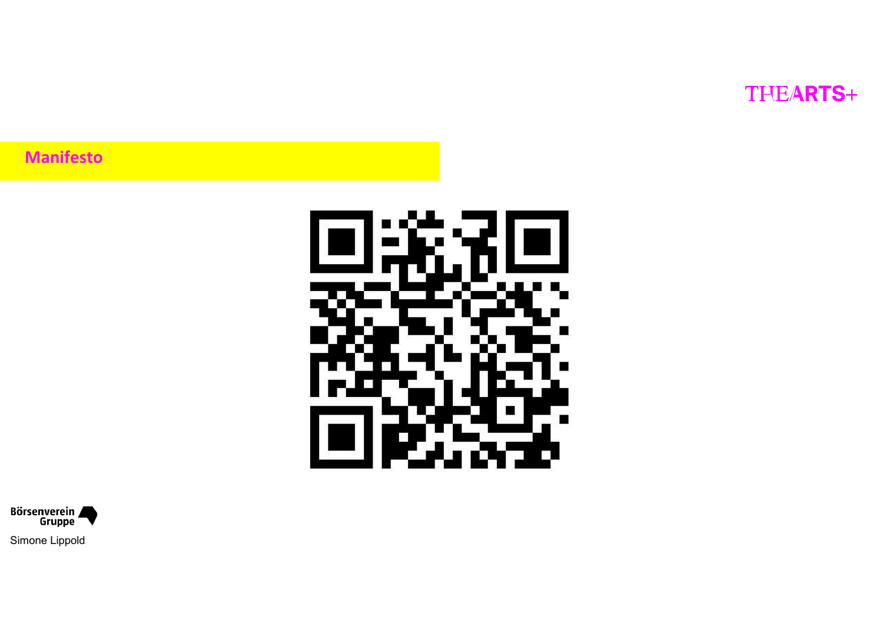THEARTS+

## Manifesto

Börsenverein Gruppe

Simone Lippold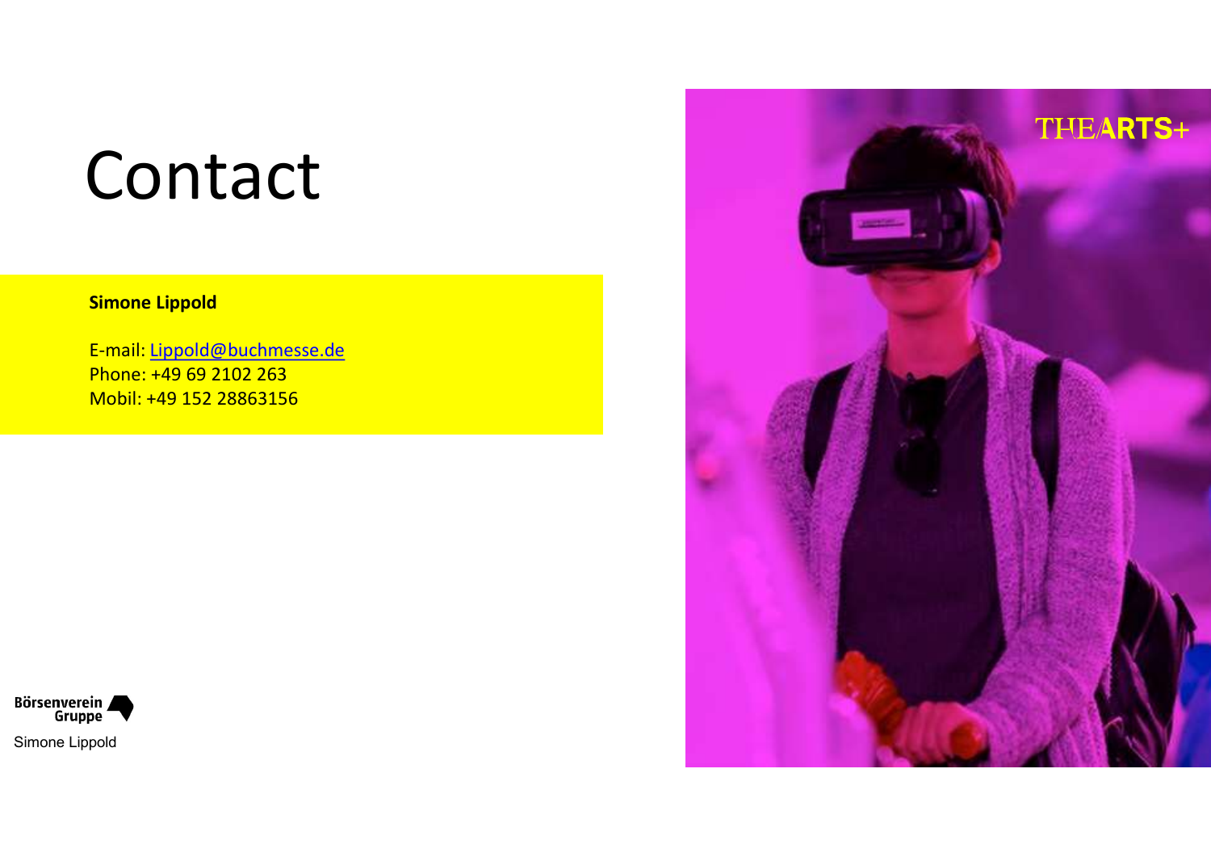# Contact

**Simone Lippold**

E-mail: Lippold@buchmesse.de
Phone: +49 69 2102 263
Mobil: +49 152 28863156

Börsenverein Gruppe

Simone Lippold